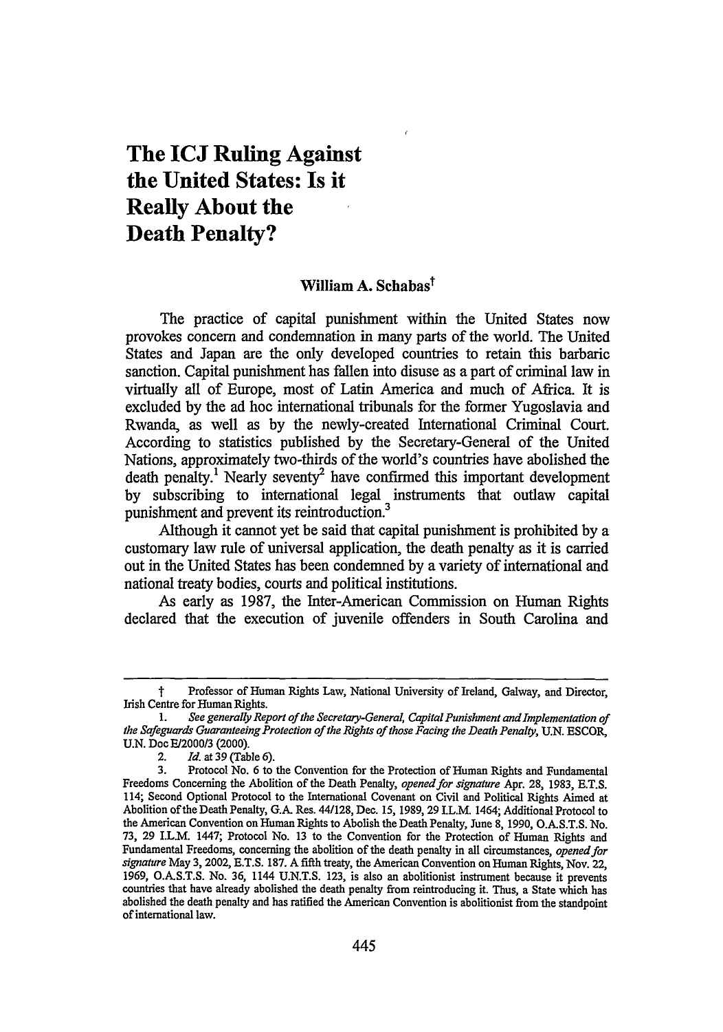# The ICJ Ruling Against the United States: Is it Really About the Death Penalty?

**William A. Schabas**[†]

The practice of capital punishment within the United States now provokes concern and condemnation in many parts of the world. The United States and Japan are the only developed countries to retain this barbaric sanction. Capital punishment has fallen into disuse as a part of criminal law in virtually all of Europe, most of Latin America and much of Africa. It is excluded by the ad hoc international tribunals for the former Yugoslavia and Rwanda, as well as by the newly-created International Criminal Court. According to statistics published by the Secretary-General of the United Nations, approximately two-thirds of the world's countries have abolished the death penalty.[1] Nearly seventy[2] have confirmed this important development by subscribing to international legal instruments that outlaw capital punishment and prevent its reintroduction.[3]

Although it cannot yet be said that capital punishment is prohibited by a customary law rule of universal application, the death penalty as it is carried out in the United States has been condemned by a variety of international and national treaty bodies, courts and political institutions.

As early as 1987, the Inter-American Commission on Human Rights declared that the execution of juvenile offenders in South Carolina and

---

† Professor of Human Rights Law, National University of Ireland, Galway, and Director, Irish Centre for Human Rights.

1. *See generally Report of the Secretary-General, Capital Punishment and Implementation of the Safeguards Guaranteeing Protection of the Rights of those Facing the Death Penalty*, U.N. ESCOR, U.N. Doc E/2000/3 (2000).

2. *Id.* at 39 (Table 6).

3. Protocol No. 6 to the Convention for the Protection of Human Rights and Fundamental Freedoms Concerning the Abolition of the Death Penalty, *opened for signature* Apr. 28, 1983, E.T.S. 114; Second Optional Protocol to the International Covenant on Civil and Political Rights Aimed at Abolition of the Death Penalty, G.A. Res. 44/128, Dec. 15, 1989, 29 I.L.M. 1464; Additional Protocol to the American Convention on Human Rights to Abolish the Death Penalty, June 8, 1990, O.A.S.T.S. No. 73, 29 I.L.M. 1447; Protocol No. 13 to the Convention for the Protection of Human Rights and Fundamental Freedoms, concerning the abolition of the death penalty in all circumstances, *opened for signature* May 3, 2002, E.T.S. 187. A fifth treaty, the American Convention on Human Rights, Nov. 22, 1969, O.A.S.T.S. No. 36, 1144 U.N.T.S. 123, is also an abolitionist instrument because it prevents countries that have already abolished the death penalty from reintroducing it. Thus, a State which has abolished the death penalty and has ratified the American Convention is abolitionist from the standpoint of international law.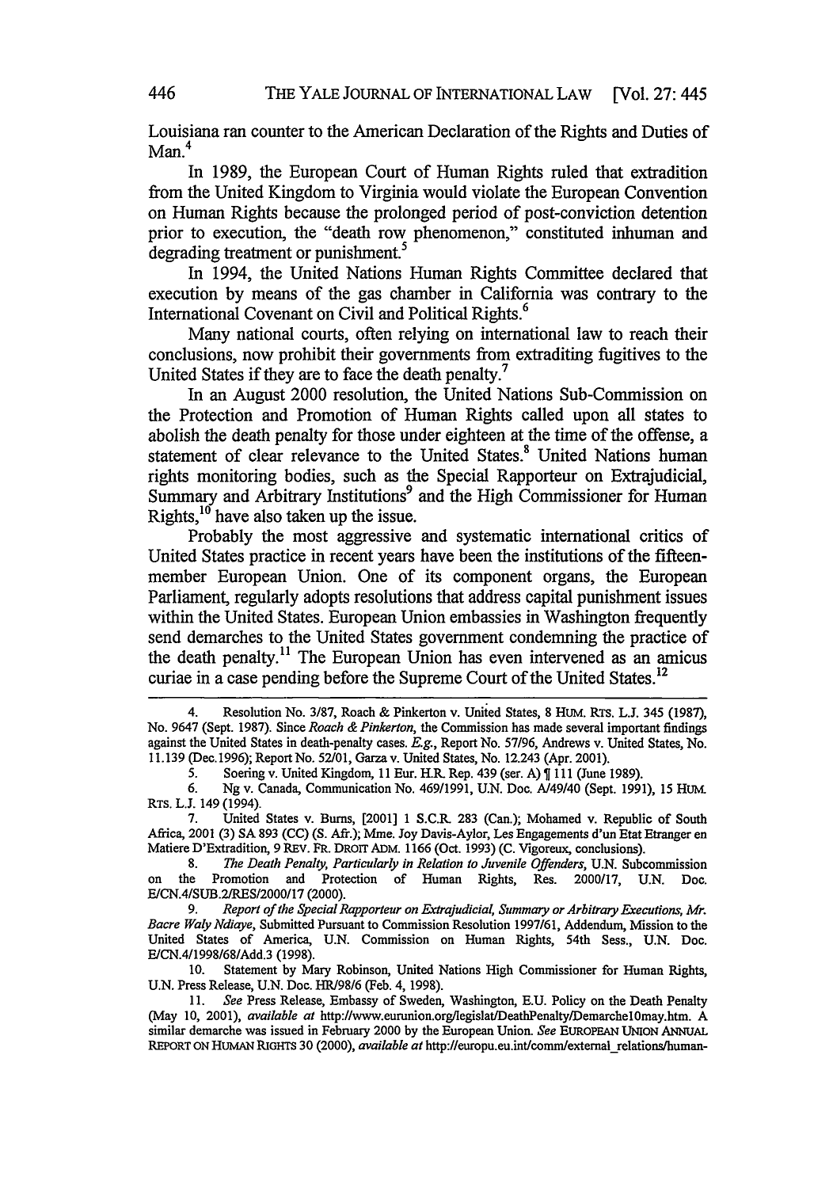Louisiana ran counter to the American Declaration of the Rights and Duties of Man.[4]

In 1989, the European Court of Human Rights ruled that extradition from the United Kingdom to Virginia would violate the European Convention on Human Rights because the prolonged period of post-conviction detention prior to execution, the "death row phenomenon," constituted inhuman and degrading treatment or punishment.[5]

In 1994, the United Nations Human Rights Committee declared that execution by means of the gas chamber in California was contrary to the International Covenant on Civil and Political Rights.[6]

Many national courts, often relying on international law to reach their conclusions, now prohibit their governments from extraditing fugitives to the United States if they are to face the death penalty.[7]

In an August 2000 resolution, the United Nations Sub-Commission on the Protection and Promotion of Human Rights called upon all states to abolish the death penalty for those under eighteen at the time of the offense, a statement of clear relevance to the United States.[8] United Nations human rights monitoring bodies, such as the Special Rapporteur on Extrajudicial, Summary and Arbitrary Institutions[9] and the High Commissioner for Human Rights,[10] have also taken up the issue.

Probably the most aggressive and systematic international critics of United States practice in recent years have been the institutions of the fifteen-member European Union. One of its component organs, the European Parliament, regularly adopts resolutions that address capital punishment issues within the United States. European Union embassies in Washington frequently send demarches to the United States government condemning the practice of the death penalty.[11] The European Union has even intervened as an amicus curiae in a case pending before the Supreme Court of the United States.[12]

---

4. Resolution No. 3/87, Roach & Pinkerton v. United States, 8 HUM. RTS. L.J. 345 (1987), No. 9647 (Sept. 1987). Since *Roach & Pinkerton*, the Commission has made several important findings against the United States in death-penalty cases. *E.g.*, Report No. 57/96, Andrews v. United States, No. 11.139 (Dec.1996); Report No. 52/01, Garza v. United States, No. 12.243 (Apr. 2001).

5. Soering v. United Kingdom, 11 Eur. H.R. Rep. 439 (ser. A) ¶ 111 (June 1989).

6. Ng v. Canada, Communication No. 469/1991, U.N. Doc. A/49/40 (Sept. 1991), 15 HUM. RTS. L.J. 149 (1994).

7. United States v. Burns, [2001] 1 S.C.R. 283 (Can.); Mohamed v. Republic of South Africa, 2001 (3) SA 893 (CC) (S. Afr.); Mme. Joy Davis-Aylor, Les Engagements d'un Etat Etranger en Matiere D'Extradition, 9 REV. FR. DROIT ADM. 1166 (Oct. 1993) (C. Vigoreux, conclusions).

8. *The Death Penalty, Particularly in Relation to Juvenile Offenders*, U.N. Subcommission on the Promotion and Protection of Human Rights, Res. 2000/17, U.N. Doc. E/CN.4/SUB.2/RES/2000/17 (2000).

9. *Report of the Special Rapporteur on Extrajudicial, Summary or Arbitrary Executions, Mr. Bacre Waly Ndiaye*, Submitted Pursuant to Commission Resolution 1997/61, Addendum, Mission to the United States of America, U.N. Commission on Human Rights, 54th Sess., U.N. Doc. E/CN.4/1998/68/Add.3 (1998).

10. Statement by Mary Robinson, United Nations High Commissioner for Human Rights, U.N. Press Release, U.N. Doc. HR/98/6 (Feb. 4, 1998).

11. *See* Press Release, Embassy of Sweden, Washington, E.U. Policy on the Death Penalty (May 10, 2001), *available at* http://www.eurunion.org/legislat/DeathPenalty/Demarche10may.htm. A similar demarche was issued in February 2000 by the European Union. *See* EUROPEAN UNION ANNUAL REPORT ON HUMAN RIGHTS 30 (2000), *available at* http://europu.eu.int/comm/external_relations/human-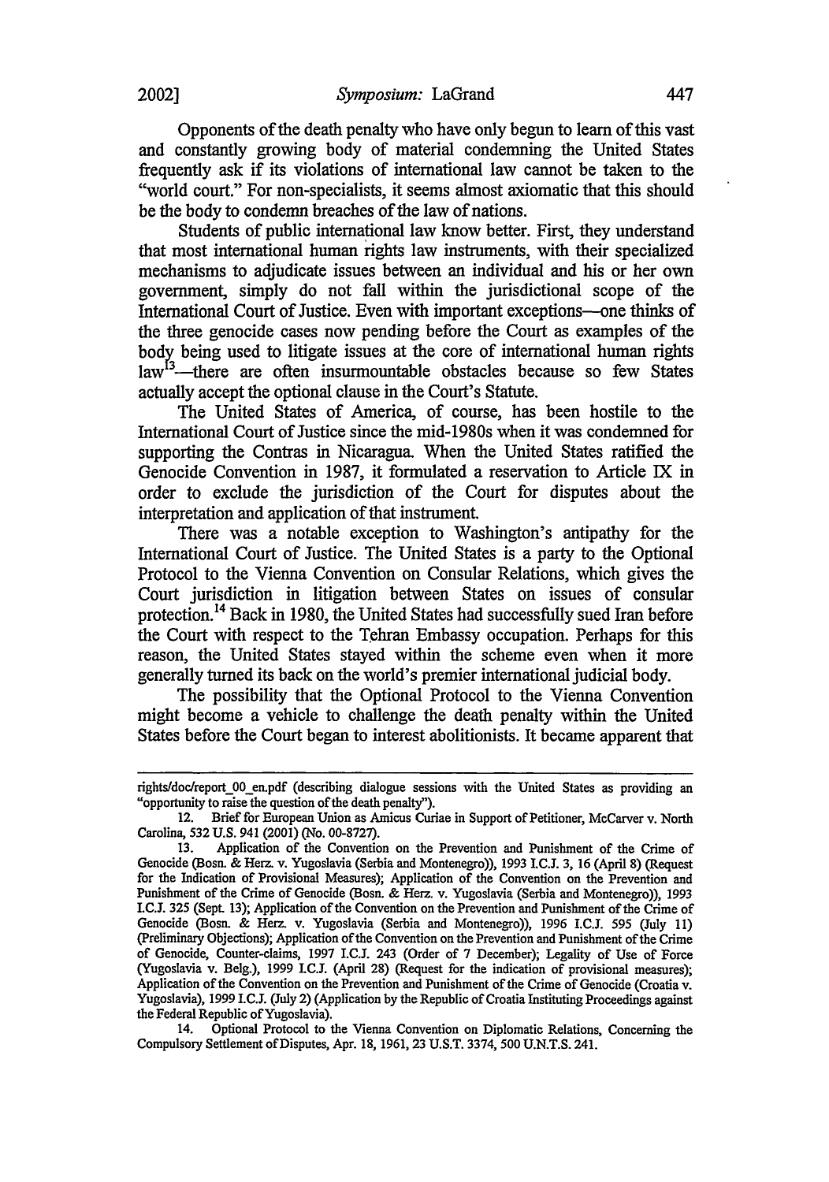Opponents of the death penalty who have only begun to learn of this vast and constantly growing body of material condemning the United States frequently ask if its violations of international law cannot be taken to the "world court." For non-specialists, it seems almost axiomatic that this should be the body to condemn breaches of the law of nations.

Students of public international law know better. First, they understand that most international human rights law instruments, with their specialized mechanisms to adjudicate issues between an individual and his or her own government, simply do not fall within the jurisdictional scope of the International Court of Justice. Even with important exceptions—one thinks of the three genocide cases now pending before the Court as examples of the body being used to litigate issues at the core of international human rights law[13]—there are often insurmountable obstacles because so few States actually accept the optional clause in the Court's Statute.

The United States of America, of course, has been hostile to the International Court of Justice since the mid-1980s when it was condemned for supporting the Contras in Nicaragua. When the United States ratified the Genocide Convention in 1987, it formulated a reservation to Article IX in order to exclude the jurisdiction of the Court for disputes about the interpretation and application of that instrument.

There was a notable exception to Washington's antipathy for the International Court of Justice. The United States is a party to the Optional Protocol to the Vienna Convention on Consular Relations, which gives the Court jurisdiction in litigation between States on issues of consular protection.[14] Back in 1980, the United States had successfully sued Iran before the Court with respect to the Tehran Embassy occupation. Perhaps for this reason, the United States stayed within the scheme even when it more generally turned its back on the world's premier international judicial body.

The possibility that the Optional Protocol to the Vienna Convention might become a vehicle to challenge the death penalty within the United States before the Court began to interest abolitionists. It became apparent that

---

rights/doc/report_00_en.pdf (describing dialogue sessions with the United States as providing an "opportunity to raise the question of the death penalty").

12. Brief for European Union as Amicus Curiae in Support of Petitioner, McCarver v. North Carolina, 532 U.S. 941 (2001) (No. 00-8727).

13. Application of the Convention on the Prevention and Punishment of the Crime of Genocide (Bosn. & Herz. v. Yugoslavia (Serbia and Montenegro)), 1993 I.C.J. 3, 16 (April 8) (Request for the Indication of Provisional Measures); Application of the Convention on the Prevention and Punishment of the Crime of Genocide (Bosn. & Herz. v. Yugoslavia (Serbia and Montenegro)), 1993 I.C.J. 325 (Sept. 13); Application of the Convention on the Prevention and Punishment of the Crime of Genocide (Bosn. & Herz. v. Yugoslavia (Serbia and Montenegro)), 1996 I.C.J. 595 (July 11) (Preliminary Objections); Application of the Convention on the Prevention and Punishment of the Crime of Genocide, Counter-claims, 1997 I.C.J. 243 (Order of 7 December); Legality of Use of Force (Yugoslavia v. Belg.), 1999 I.C.J. (April 28) (Request for the indication of provisional measures); Application of the Convention on the Prevention and Punishment of the Crime of Genocide (Croatia v. Yugoslavia), 1999 I.C.J. (July 2) (Application by the Republic of Croatia Instituting Proceedings against the Federal Republic of Yugoslavia).

14. Optional Protocol to the Vienna Convention on Diplomatic Relations, Concerning the Compulsory Settlement of Disputes, Apr. 18, 1961, 23 U.S.T. 3374, 500 U.N.T.S. 241.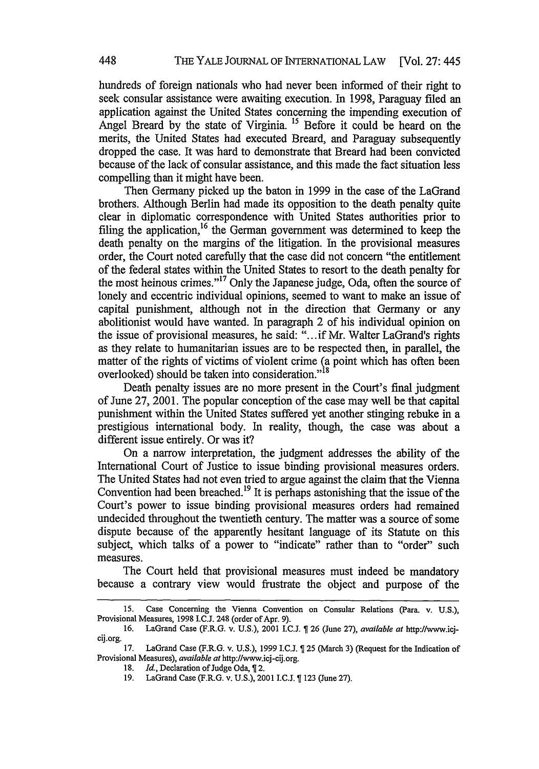hundreds of foreign nationals who had never been informed of their right to seek consular assistance were awaiting execution. In 1998, Paraguay filed an application against the United States concerning the impending execution of Angel Breard by the state of Virginia.[15] Before it could be heard on the merits, the United States had executed Breard, and Paraguay subsequently dropped the case. It was hard to demonstrate that Breard had been convicted because of the lack of consular assistance, and this made the fact situation less compelling than it might have been.

Then Germany picked up the baton in 1999 in the case of the LaGrand brothers. Although Berlin had made its opposition to the death penalty quite clear in diplomatic correspondence with United States authorities prior to filing the application,[16] the German government was determined to keep the death penalty on the margins of the litigation. In the provisional measures order, the Court noted carefully that the case did not concern "the entitlement of the federal states within the United States to resort to the death penalty for the most heinous crimes."[17] Only the Japanese judge, Oda, often the source of lonely and eccentric individual opinions, seemed to want to make an issue of capital punishment, although not in the direction that Germany or any abolitionist would have wanted. In paragraph 2 of his individual opinion on the issue of provisional measures, he said: "...if Mr. Walter LaGrand's rights as they relate to humanitarian issues are to be respected then, in parallel, the matter of the rights of victims of violent crime (a point which has often been overlooked) should be taken into consideration."[18]

Death penalty issues are no more present in the Court's final judgment of June 27, 2001. The popular conception of the case may well be that capital punishment within the United States suffered yet another stinging rebuke in a prestigious international body. In reality, though, the case was about a different issue entirely. Or was it?

On a narrow interpretation, the judgment addresses the ability of the International Court of Justice to issue binding provisional measures orders. The United States had not even tried to argue against the claim that the Vienna Convention had been breached.[19] It is perhaps astonishing that the issue of the Court's power to issue binding provisional measures orders had remained undecided throughout the twentieth century. The matter was a source of some dispute because of the apparently hesitant language of its Statute on this subject, which talks of a power to "indicate" rather than to "order" such measures.

The Court held that provisional measures must indeed be mandatory because a contrary view would frustrate the object and purpose of the

---

15. Case Concerning the Vienna Convention on Consular Relations (Para. v. U.S.), Provisional Measures, 1998 I.C.J. 248 (order of Apr. 9).

16. LaGrand Case (F.R.G. v. U.S.), 2001 I.C.J. ¶ 26 (June 27), *available at* http://www.icj-cij.org.

17. LaGrand Case (F.R.G. v. U.S.), 1999 I.C.J. ¶ 25 (March 3) (Request for the Indication of Provisional Measures), *available at* http://www.icj-cij.org.

18. *Id.*, Declaration of Judge Oda, ¶ 2.

19. LaGrand Case (F.R.G. v. U.S.), 2001 I.C.J. ¶ 123 (June 27).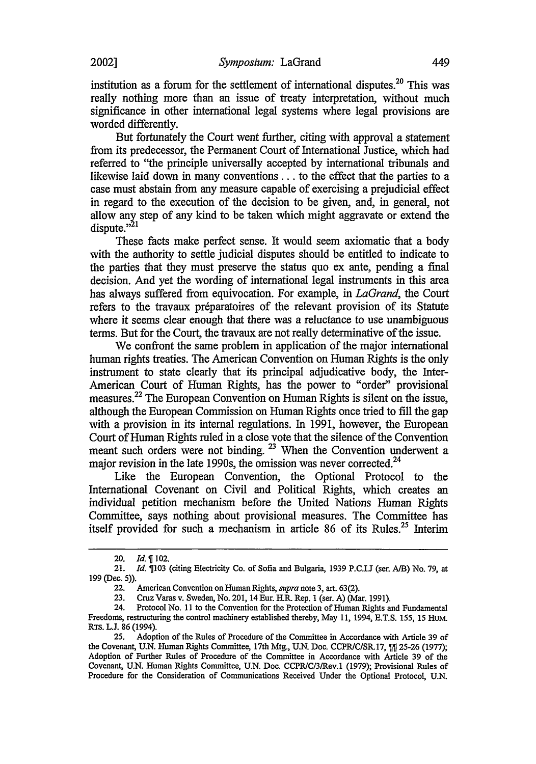institution as a forum for the settlement of international disputes.[20] This was really nothing more than an issue of treaty interpretation, without much significance in other international legal systems where legal provisions are worded differently.

But fortunately the Court went further, citing with approval a statement from its predecessor, the Permanent Court of International Justice, which had referred to "the principle universally accepted by international tribunals and likewise laid down in many conventions . . . to the effect that the parties to a case must abstain from any measure capable of exercising a prejudicial effect in regard to the execution of the decision to be given, and, in general, not allow any step of any kind to be taken which might aggravate or extend the dispute."[21]

These facts make perfect sense. It would seem axiomatic that a body with the authority to settle judicial disputes should be entitled to indicate to the parties that they must preserve the status quo ex ante, pending a final decision. And yet the wording of international legal instruments in this area has always suffered from equivocation. For example, in *LaGrand*, the Court refers to the travaux préparatoires of the relevant provision of its Statute where it seems clear enough that there was a reluctance to use unambiguous terms. But for the Court, the travaux are not really determinative of the issue.

We confront the same problem in application of the major international human rights treaties. The American Convention on Human Rights is the only instrument to state clearly that its principal adjudicative body, the Inter-American Court of Human Rights, has the power to "order" provisional measures.[22] The European Convention on Human Rights is silent on the issue, although the European Commission on Human Rights once tried to fill the gap with a provision in its internal regulations. In 1991, however, the European Court of Human Rights ruled in a close vote that the silence of the Convention meant such orders were not binding.[23] When the Convention underwent a major revision in the late 1990s, the omission was never corrected.[24]

Like the European Convention, the Optional Protocol to the International Covenant on Civil and Political Rights, which creates an individual petition mechanism before the United Nations Human Rights Committee, says nothing about provisional measures. The Committee has itself provided for such a mechanism in article 86 of its Rules.[25] Interim

---

20. *Id.* ¶ 102.

21. *Id.* ¶103 (citing Electricity Co. of Sofia and Bulgaria, 1939 P.C.I.J (ser. A/B) No. 79, at 199 (Dec. 5)).

22. American Convention on Human Rights, *supra* note 3, art. 63(2).

23. Cruz Varas v. Sweden, No. 201, 14 Eur. H.R. Rep. 1 (ser. A) (Mar. 1991).

24. Protocol No. 11 to the Convention for the Protection of Human Rights and Fundamental Freedoms, restructuring the control machinery established thereby, May 11, 1994, E.T.S. 155, 15 HUM. RTS. L.J. 86 (1994).

25. Adoption of the Rules of Procedure of the Committee in Accordance with Article 39 of the Covenant, U.N. Human Rights Committee, 17th Mtg., U.N. Doc. CCPR/C/SR.17, ¶¶ 25-26 (1977); Adoption of Further Rules of Procedure of the Committee in Accordance with Article 39 of the Covenant, U.N. Human Rights Committee, U.N. Doc. CCPR/C/3/Rev.1 (1979); Provisional Rules of Procedure for the Consideration of Communications Received Under the Optional Protocol, U.N.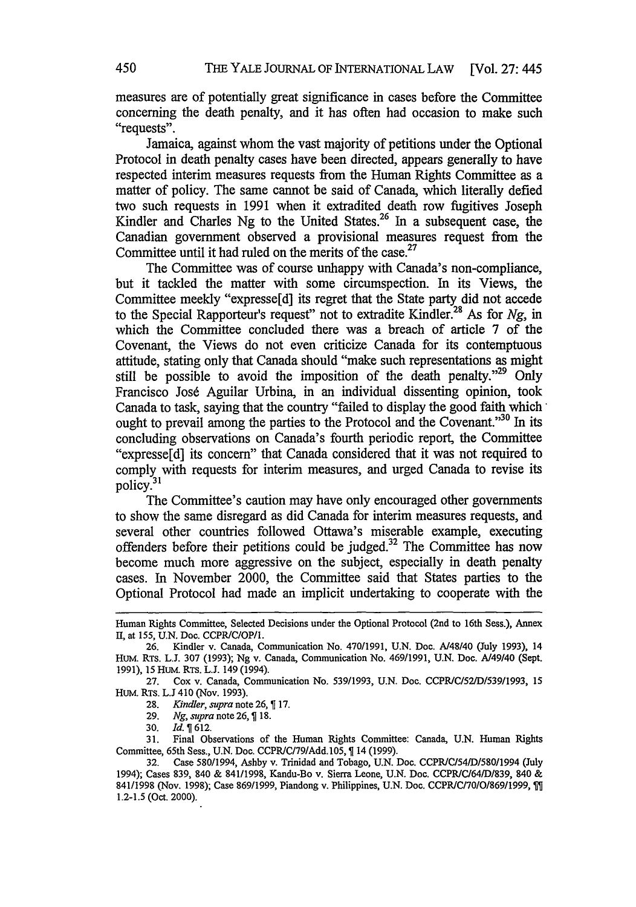measures are of potentially great significance in cases before the Committee concerning the death penalty, and it has often had occasion to make such "requests".

Jamaica, against whom the vast majority of petitions under the Optional Protocol in death penalty cases have been directed, appears generally to have respected interim measures requests from the Human Rights Committee as a matter of policy. The same cannot be said of Canada, which literally defied two such requests in 1991 when it extradited death row fugitives Joseph Kindler and Charles Ng to the United States.[26] In a subsequent case, the Canadian government observed a provisional measures request from the Committee until it had ruled on the merits of the case.[27]

The Committee was of course unhappy with Canada's non-compliance, but it tackled the matter with some circumspection. In its Views, the Committee meekly "expresse[d] its regret that the State party did not accede to the Special Rapporteur's request" not to extradite Kindler.[28] As for *Ng*, in which the Committee concluded there was a breach of article 7 of the Covenant, the Views do not even criticize Canada for its contemptuous attitude, stating only that Canada should "make such representations as might still be possible to avoid the imposition of the death penalty."[29] Only Francisco José Aguilar Urbina, in an individual dissenting opinion, took Canada to task, saying that the country "failed to display the good faith which ought to prevail among the parties to the Protocol and the Covenant."[30] In its concluding observations on Canada's fourth periodic report, the Committee "expresse[d] its concern" that Canada considered that it was not required to comply with requests for interim measures, and urged Canada to revise its policy.[31]

The Committee's caution may have only encouraged other governments to show the same disregard as did Canada for interim measures requests, and several other countries followed Ottawa's miserable example, executing offenders before their petitions could be judged.[32] The Committee has now become much more aggressive on the subject, especially in death penalty cases. In November 2000, the Committee said that States parties to the Optional Protocol had made an implicit undertaking to cooperate with the

---

Human Rights Committee, Selected Decisions under the Optional Protocol (2nd to 16th Sess.), Annex II, at 155, U.N. Doc. CCPR/C/OP/1.

26. Kindler v. Canada, Communication No. 470/1991, U.N. Doc. A/48/40 (July 1993), 14 HUM. RTS. L.J. 307 (1993); Ng v. Canada, Communication No. 469/1991, U.N. Doc. A/49/40 (Sept. 1991), 15 HUM. RTS. L.J. 149 (1994).

27. Cox v. Canada, Communication No. 539/1993, U.N. Doc. CCPR/C/52/D/539/1993, 15 HUM. RTS. L.J 410 (Nov. 1993).

28. *Kindler*, *supra* note 26, ¶ 17.

29. *Ng*, *supra* note 26, ¶ 18.

30. *Id.* ¶ 612.

31. Final Observations of the Human Rights Committee: Canada, U.N. Human Rights Committee, 65th Sess., U.N. Doc. CCPR/C/79/Add.105, ¶ 14 (1999).

32. Case 580/1994, Ashby v. Trinidad and Tobago, U.N. Doc. CCPR/C/54/D/580/1994 (July 1994); Cases 839, 840 & 841/1998, Kandu-Bo v. Sierra Leone, U.N. Doc. CCPR/C/64/D/839, 840 & 841/1998 (Nov. 1998); Case 869/1999, Piandong v. Philippines, U.N. Doc. CCPR/C/70/O/869/1999, ¶¶ 1.2-1.5 (Oct. 2000).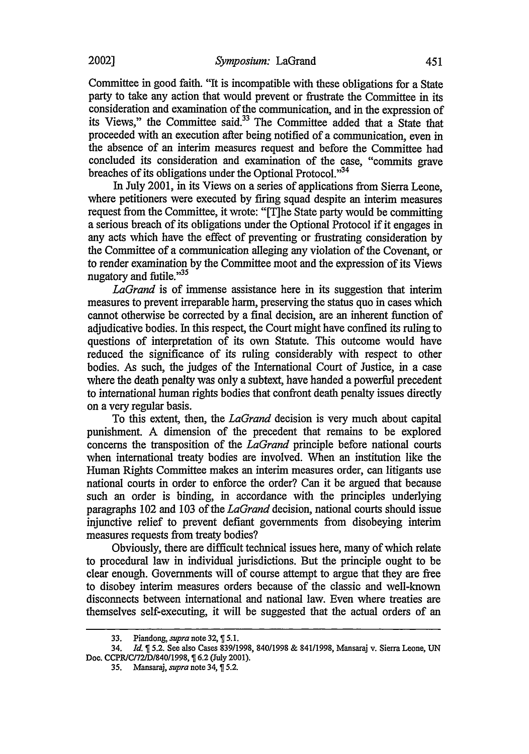Committee in good faith. "It is incompatible with these obligations for a State party to take any action that would prevent or frustrate the Committee in its consideration and examination of the communication, and in the expression of its Views," the Committee said.[33] The Committee added that a State that proceeded with an execution after being notified of a communication, even in the absence of an interim measures request and before the Committee had concluded its consideration and examination of the case, "commits grave breaches of its obligations under the Optional Protocol."[34]

In July 2001, in its Views on a series of applications from Sierra Leone, where petitioners were executed by firing squad despite an interim measures request from the Committee, it wrote: "[T]he State party would be committing a serious breach of its obligations under the Optional Protocol if it engages in any acts which have the effect of preventing or frustrating consideration by the Committee of a communication alleging any violation of the Covenant, or to render examination by the Committee moot and the expression of its Views nugatory and futile."[35]

*LaGrand* is of immense assistance here in its suggestion that interim measures to prevent irreparable harm, preserving the status quo in cases which cannot otherwise be corrected by a final decision, are an inherent function of adjudicative bodies. In this respect, the Court might have confined its ruling to questions of interpretation of its own Statute. This outcome would have reduced the significance of its ruling considerably with respect to other bodies. As such, the judges of the International Court of Justice, in a case where the death penalty was only a subtext, have handed a powerful precedent to international human rights bodies that confront death penalty issues directly on a very regular basis.

To this extent, then, the *LaGrand* decision is very much about capital punishment. A dimension of the precedent that remains to be explored concerns the transposition of the *LaGrand* principle before national courts when international treaty bodies are involved. When an institution like the Human Rights Committee makes an interim measures order, can litigants use national courts in order to enforce the order? Can it be argued that because such an order is binding, in accordance with the principles underlying paragraphs 102 and 103 of the *LaGrand* decision, national courts should issue injunctive relief to prevent defiant governments from disobeying interim measures requests from treaty bodies?

Obviously, there are difficult technical issues here, many of which relate to procedural law in individual jurisdictions. But the principle ought to be clear enough. Governments will of course attempt to argue that they are free to disobey interim measures orders because of the classic and well-known disconnects between international and national law. Even where treaties are themselves self-executing, it will be suggested that the actual orders of an

---

33. Piandong, *supra* note 32, ¶ 5.1.

34. *Id.* ¶ 5.2. See also Cases 839/1998, 840/1998 & 841/1998, Mansaraj v. Sierra Leone, UN Doc. CCPR/C/72/D/840/1998, ¶ 6.2 (July 2001).

35. Mansaraj, *supra* note 34, ¶ 5.2.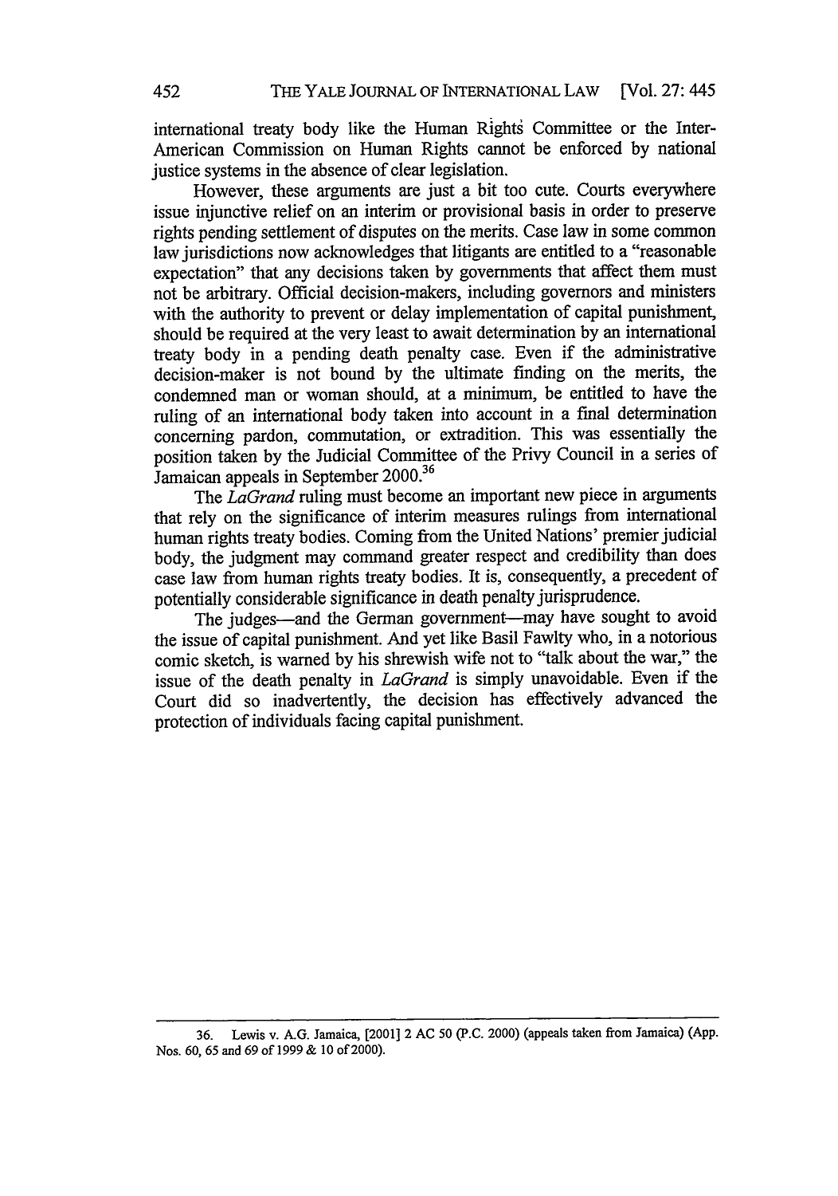international treaty body like the Human Rights Committee or the Inter-American Commission on Human Rights cannot be enforced by national justice systems in the absence of clear legislation.

However, these arguments are just a bit too cute. Courts everywhere issue injunctive relief on an interim or provisional basis in order to preserve rights pending settlement of disputes on the merits. Case law in some common law jurisdictions now acknowledges that litigants are entitled to a "reasonable expectation" that any decisions taken by governments that affect them must not be arbitrary. Official decision-makers, including governors and ministers with the authority to prevent or delay implementation of capital punishment, should be required at the very least to await determination by an international treaty body in a pending death penalty case. Even if the administrative decision-maker is not bound by the ultimate finding on the merits, the condemned man or woman should, at a minimum, be entitled to have the ruling of an international body taken into account in a final determination concerning pardon, commutation, or extradition. This was essentially the position taken by the Judicial Committee of the Privy Council in a series of Jamaican appeals in September 2000.[36]

The *LaGrand* ruling must become an important new piece in arguments that rely on the significance of interim measures rulings from international human rights treaty bodies. Coming from the United Nations' premier judicial body, the judgment may command greater respect and credibility than does case law from human rights treaty bodies. It is, consequently, a precedent of potentially considerable significance in death penalty jurisprudence.

The judges—and the German government—may have sought to avoid the issue of capital punishment. And yet like Basil Fawlty who, in a notorious comic sketch, is warned by his shrewish wife not to "talk about the war," the issue of the death penalty in *LaGrand* is simply unavoidable. Even if the Court did so inadvertently, the decision has effectively advanced the protection of individuals facing capital punishment.

---

36. Lewis v. A.G. Jamaica, [2001] 2 AC 50 (P.C. 2000) (appeals taken from Jamaica) (App. Nos. 60, 65 and 69 of 1999 & 10 of 2000).